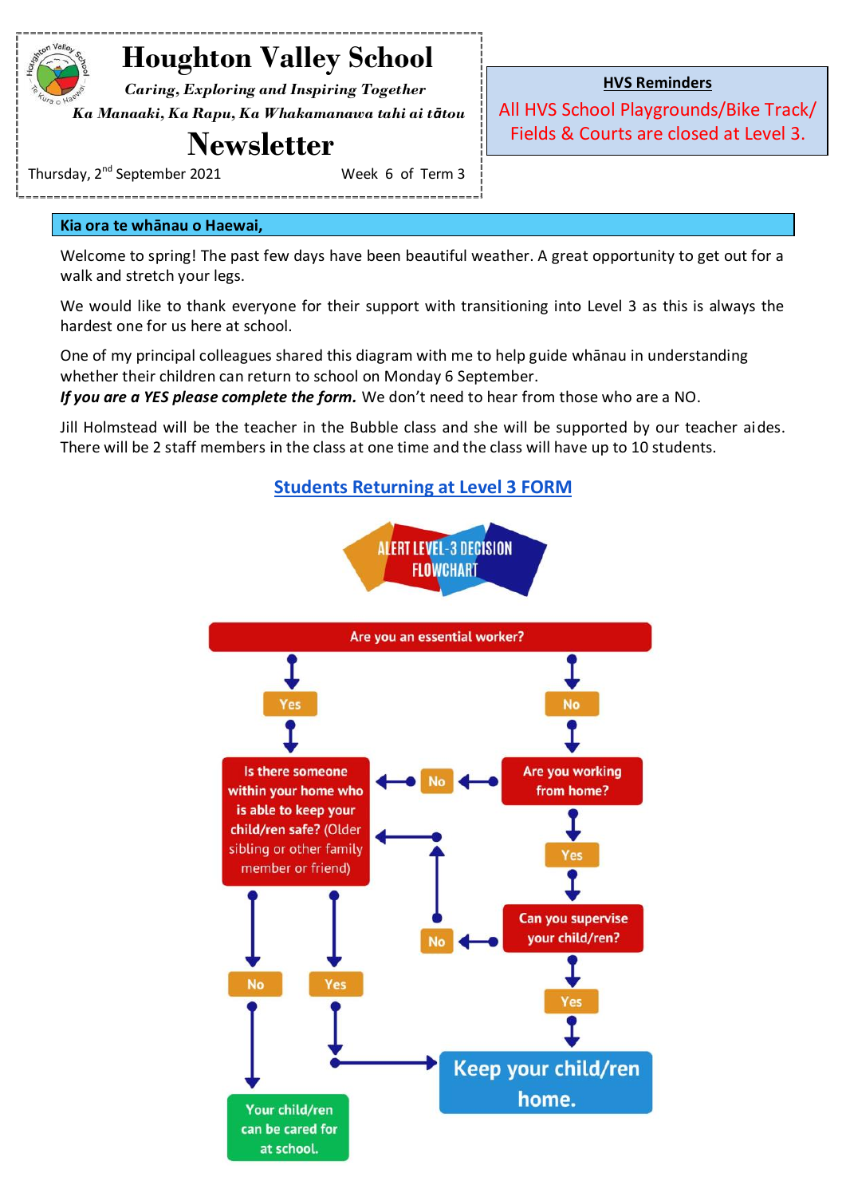# Houghton Valley School

*Caring, Exploring and Inspiring Together*

*Ka Manaaki, Ka Rapu, Ka Whakamanawa tahi ai tātou*

## Newsletter

Thursday, 2nd September 2021 — Week 6 of Term 3

**HVS Reminders**

All HVS School Playgrounds/Bike Track/ Fields & Courts are closed at Level 3.

**Kia ora te whānau o Haewai,**

Welcome to spring! The past few days have been beautiful weather. A great opportunity to get out for a walk and stretch your legs.

We would like to thank everyone for their support with transitioning into Level 3 as this is always the hardest one for us here at school.

One of my principal colleagues shared this diagram with me to help guide whānau in understanding whether their children can return to school on Monday 6 September.
***If you are a YES please complete the form.*** We don't need to hear from those who are a NO.

Jill Holmstead will be the teacher in the Bubble class and she will be supported by our teacher aides. There will be 2 staff members in the class at one time and the class will have up to 10 students.

**Students Returning at Level 3 FORM**

**ALERT LEVEL-3 DECISION FLOWCHART**

- Are you an essential worker?
  - Yes → Is there someone within your home who is able to keep your child/ren safe? (Older sibling or other family member or friend)
    - No → Your child/ren can be cared for at school.
    - Yes → Keep your child/ren home.
  - No → Are you working from home?
    - No → Is there someone within your home who is able to keep your child/ren safe?
    - Yes → Can you supervise your child/ren?
      - No → Is there someone within your home who is able to keep your child/ren safe?
      - Yes → Keep your child/ren home.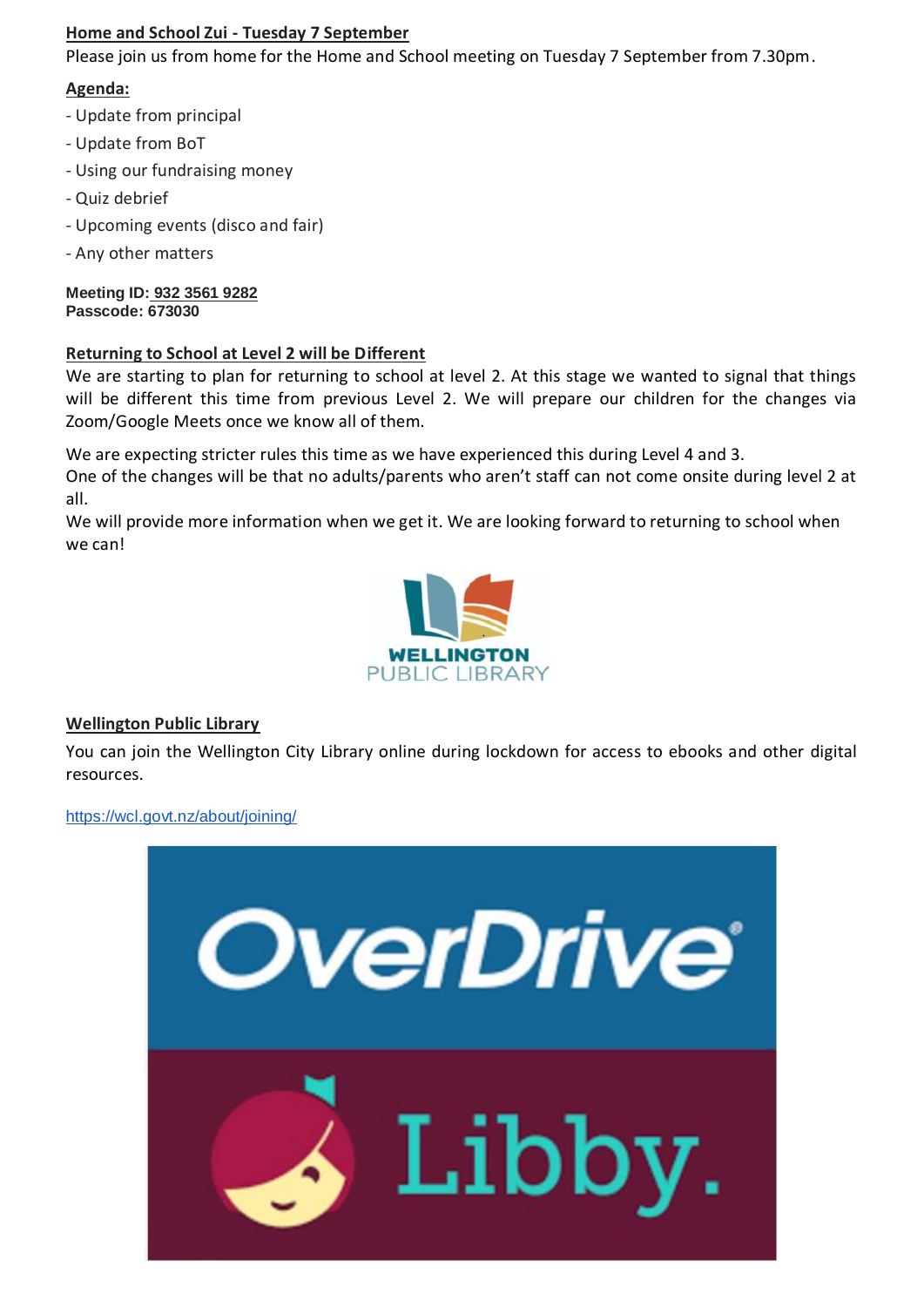**Home and School Zui - Tuesday 7 September**

Please join us from home for the Home and School meeting on Tuesday 7 September from 7.30pm.

**Agenda:**

- Update from principal
- Update from BoT
- Using our fundraising money
- Quiz debrief
- Upcoming events (disco and fair)
- Any other matters

**Meeting ID: 932 3561 9282**
**Passcode: 673030**

**Returning to School at Level 2 will be Different**

We are starting to plan for returning to school at level 2. At this stage we wanted to signal that things will be different this time from previous Level 2. We will prepare our children for the changes via Zoom/Google Meets once we know all of them.

We are expecting stricter rules this time as we have experienced this during Level 4 and 3.
One of the changes will be that no adults/parents who aren't staff can not come onsite during level 2 at all.
We will provide more information when we get it. We are looking forward to returning to school when we can!

**Wellington Public Library**

You can join the Wellington City Library online during lockdown for access to ebooks and other digital resources.

https://wcl.govt.nz/about/joining/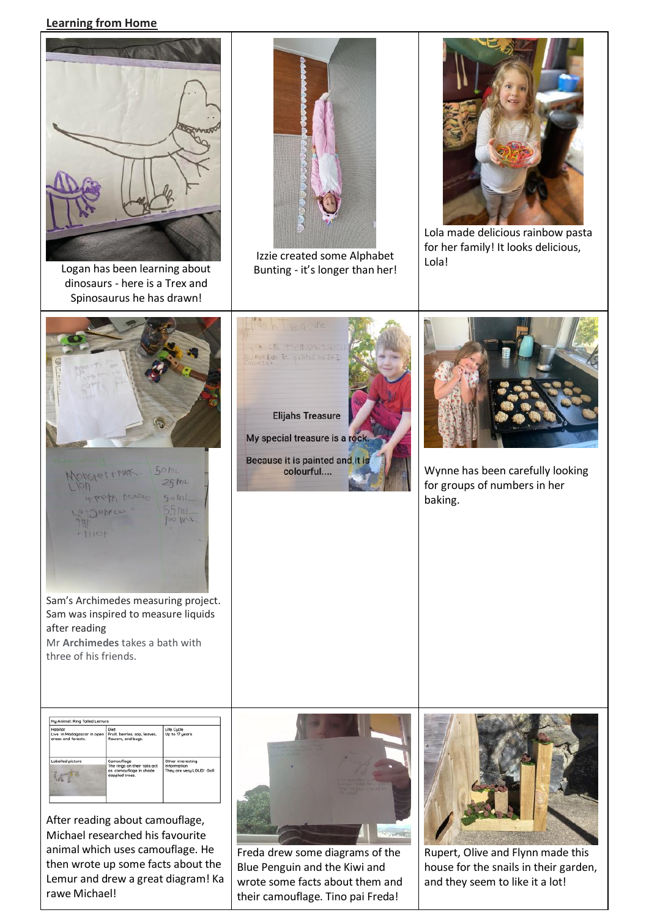## Learning from Home

Logan has been learning about dinosaurs - here is a Trex and Spinosaurus he has drawn!

Izzie created some Alphabet Bunting - it's longer than her!

Lola made delicious rainbow pasta for her family! It looks delicious, Lola!

Sam's Archimedes measuring project. Sam was inspired to measure liquids after reading Mr **Archimedes** takes a bath with three of his friends.

Elijahs Treasure

My special treasure is a rock.

Because it is painted and it is colourful....

Wynne has been carefully looking for groups of numbers in her baking.

After reading about camouflage, Michael researched his favourite animal which uses camouflage. He then wrote up some facts about the Lemur and drew a great diagram! Ka rawe Michael!

Freda drew some diagrams of the Blue Penguin and the Kiwi and wrote some facts about them and their camouflage. Tino pai Freda!

Rupert, Olive and Flynn made this house for the snails in their garden, and they seem to like it a lot!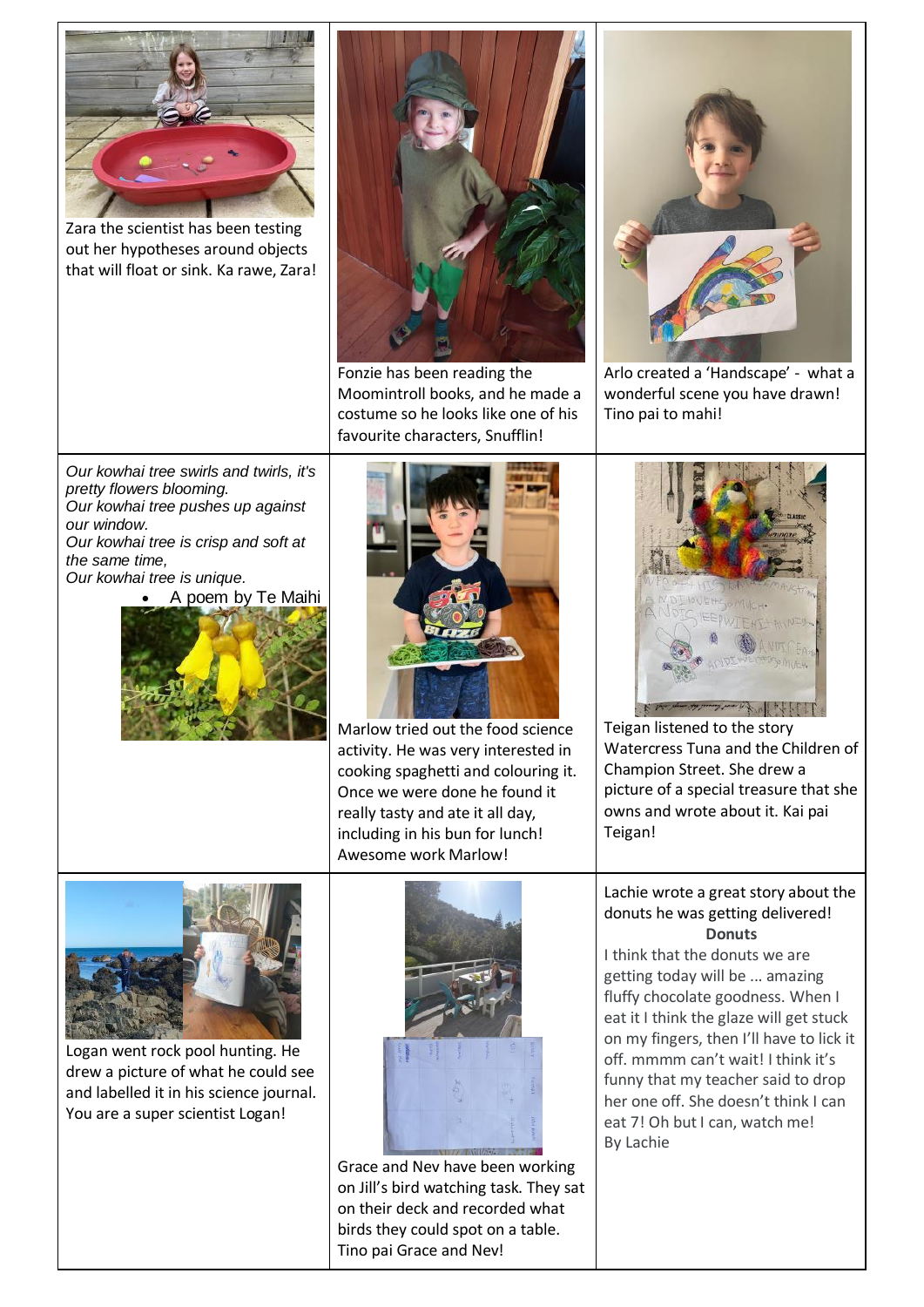Zara the scientist has been testing out her hypotheses around objects that will float or sink. Ka rawe, Zara!

Fonzie has been reading the Moomintroll books, and he made a costume so he looks like one of his favourite characters, Snufflin!

Arlo created a 'Handscape' - what a wonderful scene you have drawn! Tino pai to mahi!

*Our kowhai tree swirls and twirls, it's pretty flowers blooming.*
*Our kowhai tree pushes up against our window.*
*Our kowhai tree is crisp and soft at the same time,*
*Our kowhai tree is unique.*

- A poem by Te Maihi

Marlow tried out the food science activity. He was very interested in cooking spaghetti and colouring it. Once we were done he found it really tasty and ate it all day, including in his bun for lunch! Awesome work Marlow!

Teigan listened to the story Watercress Tuna and the Children of Champion Street. She drew a picture of a special treasure that she owns and wrote about it. Kai pai Teigan!

Logan went rock pool hunting. He drew a picture of what he could see and labelled it in his science journal. You are a super scientist Logan!

Grace and Nev have been working on Jill's bird watching task. They sat on their deck and recorded what birds they could spot on a table. Tino pai Grace and Nev!

Lachie wrote a great story about the donuts he was getting delivered!

**Donuts**

I think that the donuts we are getting today will be ... amazing fluffy chocolate goodness. When I eat it I think the glaze will get stuck on my fingers, then I'll have to lick it off. mmmm can't wait! I think it's funny that my teacher said to drop her one off. She doesn't think I can eat 7! Oh but I can, watch me!
By Lachie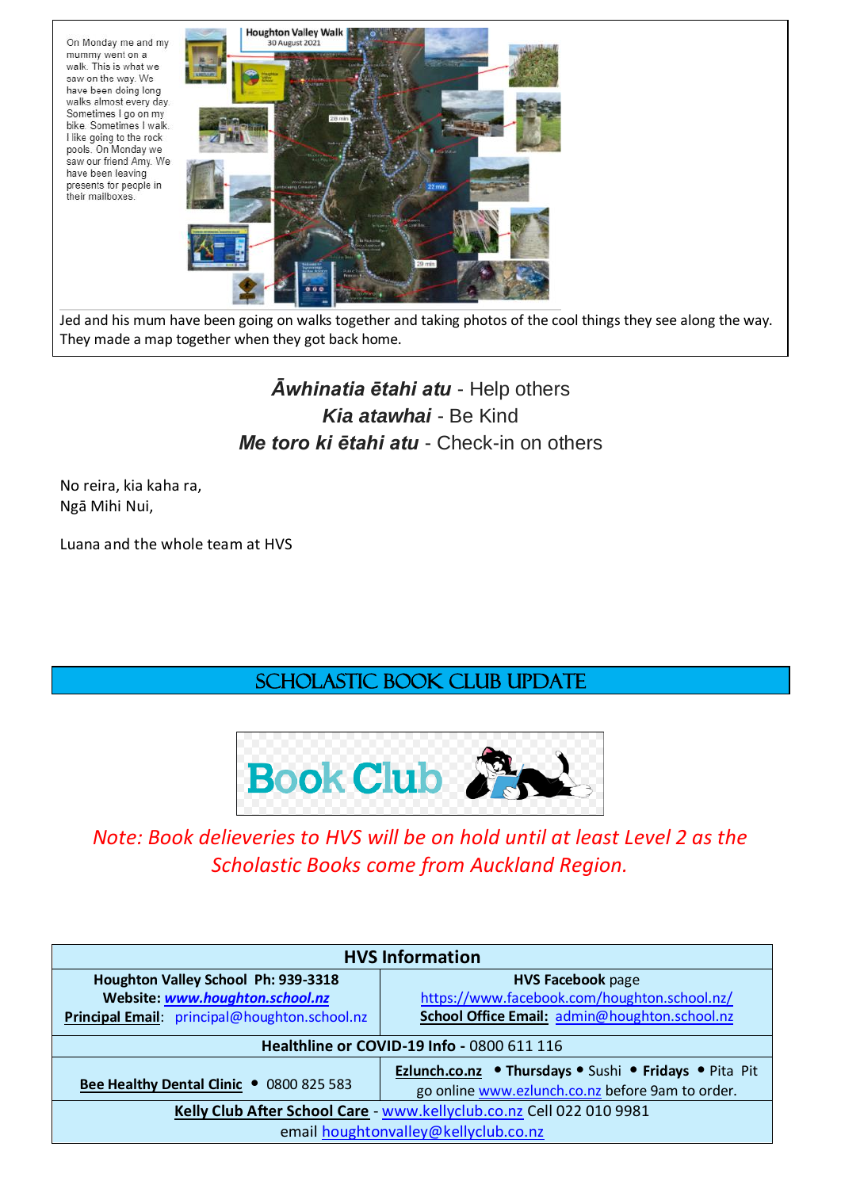On Monday me and my mummy went on a walk. This is what we saw on the way. We have been doing long walks almost every day. Sometimes I go on my bike. Sometimes I walk. I like going to the rock pools. On Monday we saw our friend Amy. We have been leaving presents for people in their mailboxes.

Houghton Valley Walk
30 August 2021

Jed and his mum have been going on walks together and taking photos of the cool things they see along the way. They made a map together when they got back home.

***Āwhinatia ētahi atu*** - Help others
***Kia atawhai*** - Be Kind
***Me toro ki ētahi atu*** - Check-in on others

No reira, kia kaha ra,
Ngā Mihi Nui,

Luana and the whole team at HVS

## SCHOLASTIC BOOK CLUB UPDATE

Book Club

*Note: Book delieveries to HVS will be on hold until at least Level 2 as the Scholastic Books come from Auckland Region.*

| HVS Information | |
|---|---|
| **Houghton Valley School Ph: 939-3318**<br>**Website:** ***www.houghton.school.nz***<br>**Principal Email**: principal@houghton.school.nz | **HVS Facebook** page<br>https://www.facebook.com/houghton.school.nz/<br>**School Office Email:** admin@houghton.school.nz |
| **Healthline or COVID-19 Info** - 0800 611 116 | |
| **Bee Healthy Dental Clinic** • 0800 825 583 | **Ezlunch.co.nz** • **Thursdays** • Sushi • **Fridays** • Pita Pit<br>go online www.ezlunch.co.nz before 9am to order. |
| **Kelly Club After School Care** - www.kellyclub.co.nz Cell 022 010 9981<br>email houghtonvalley@kellyclub.co.nz | |